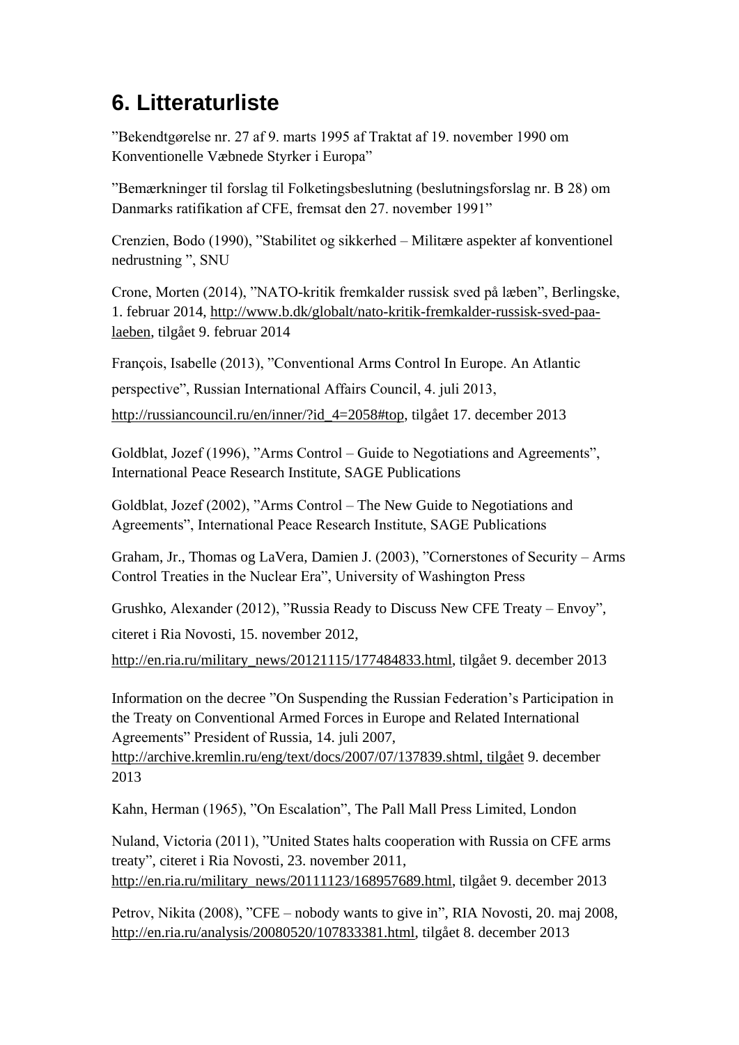# 6. Litteraturliste

"Bekendtgørelse nr. 27 af 9. marts 1995 af Traktat af 19. november 1990 om Konventionelle Væbnede Styrker i Europa"

"Bemærkninger til forslag til Folketingsbeslutning (beslutningsforslag nr. B 28) om Danmarks ratifikation af CFE, fremsat den 27. november 1991"

Crenzien, Bodo (1990), "Stabilitet og sikkerhed – Militære aspekter af konventionel nedrustning ", SNU

Crone, Morten (2014), "NATO-kritik fremkalder russisk sved på læben", Berlingske, 1. februar 2014, http://www.b.dk/globalt/nato-kritik-fremkalder-russisk-sved-paa-laeben, tilgået 9. februar 2014

François, Isabelle (2013), "Conventional Arms Control In Europe. An Atlantic perspective", Russian International Affairs Council, 4. juli 2013, http://russiancouncil.ru/en/inner/?id_4=2058#top, tilgået 17. december 2013

Goldblat, Jozef (1996), "Arms Control – Guide to Negotiations and Agreements", International Peace Research Institute, SAGE Publications

Goldblat, Jozef (2002), "Arms Control – The New Guide to Negotiations and Agreements", International Peace Research Institute, SAGE Publications

Graham, Jr., Thomas og LaVera, Damien J. (2003), "Cornerstones of Security – Arms Control Treaties in the Nuclear Era", University of Washington Press

Grushko, Alexander (2012), "Russia Ready to Discuss New CFE Treaty – Envoy", citeret i Ria Novosti, 15. november 2012, http://en.ria.ru/military_news/20121115/177484833.html, tilgået 9. december 2013

Information on the decree "On Suspending the Russian Federation's Participation in the Treaty on Conventional Armed Forces in Europe and Related International Agreements" President of Russia, 14. juli 2007, http://archive.kremlin.ru/eng/text/docs/2007/07/137839.shtml, tilgået 9. december 2013

Kahn, Herman (1965), "On Escalation", The Pall Mall Press Limited, London

Nuland, Victoria (2011), "United States halts cooperation with Russia on CFE arms treaty", citeret i Ria Novosti, 23. november 2011, http://en.ria.ru/military_news/20111123/168957689.html, tilgået 9. december 2013

Petrov, Nikita (2008), "CFE – nobody wants to give in", RIA Novosti, 20. maj 2008, http://en.ria.ru/analysis/20080520/107833381.html, tilgået 8. december 2013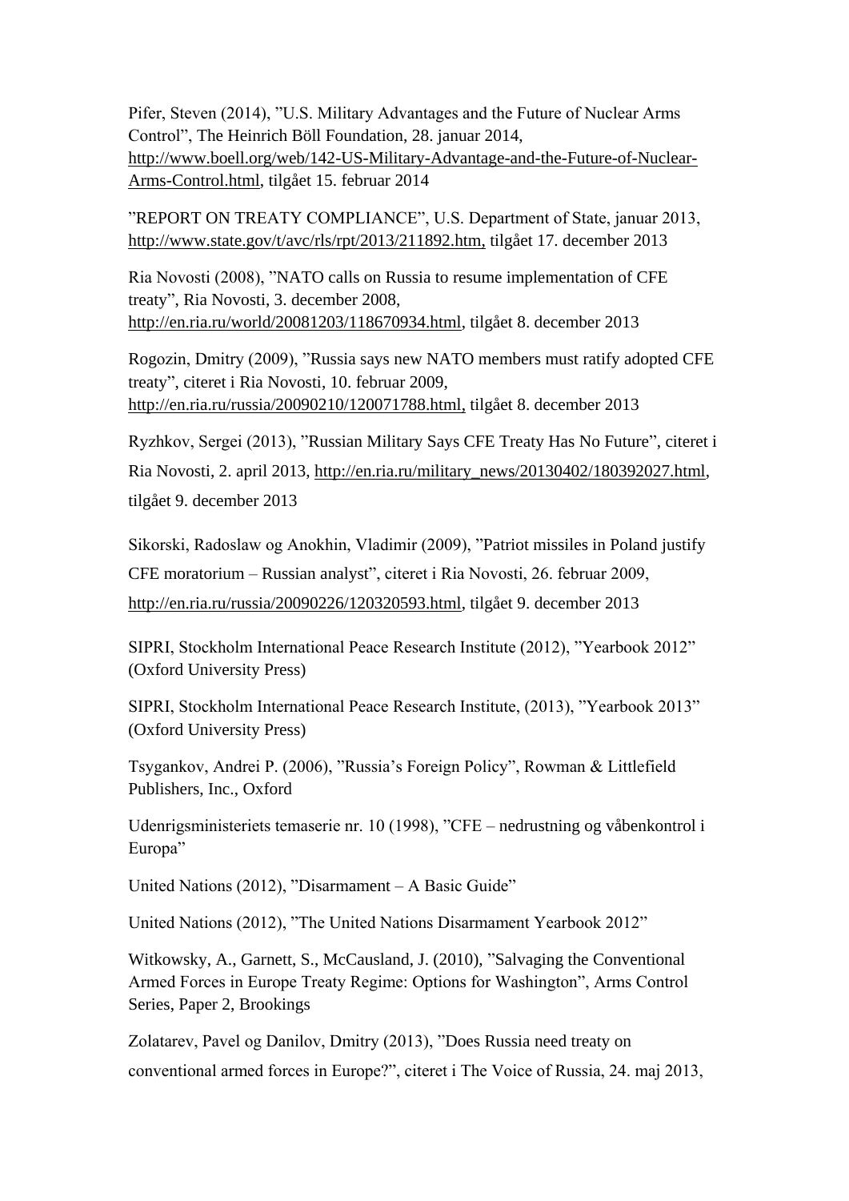Pifer, Steven (2014), ”U.S. Military Advantages and the Future of Nuclear Arms Control”, The Heinrich Böll Foundation, 28. januar 2014, http://www.boell.org/web/142-US-Military-Advantage-and-the-Future-of-Nuclear-Arms-Control.html, tilgået 15. februar 2014

”REPORT ON TREATY COMPLIANCE”, U.S. Department of State, januar 2013, http://www.state.gov/t/avc/rls/rpt/2013/211892.htm, tilgået 17. december 2013

Ria Novosti (2008), ”NATO calls on Russia to resume implementation of CFE treaty”, Ria Novosti, 3. december 2008, http://en.ria.ru/world/20081203/118670934.html, tilgået 8. december 2013

Rogozin, Dmitry (2009), ”Russia says new NATO members must ratify adopted CFE treaty”, citeret i Ria Novosti, 10. februar 2009, http://en.ria.ru/russia/20090210/120071788.html, tilgået 8. december 2013

Ryzhkov, Sergei (2013), ”Russian Military Says CFE Treaty Has No Future”, citeret i Ria Novosti, 2. april 2013, http://en.ria.ru/military_news/20130402/180392027.html, tilgået 9. december 2013

Sikorski, Radoslaw og Anokhin, Vladimir (2009), ”Patriot missiles in Poland justify CFE moratorium – Russian analyst”, citeret i Ria Novosti, 26. februar 2009, http://en.ria.ru/russia/20090226/120320593.html, tilgået 9. december 2013

SIPRI, Stockholm International Peace Research Institute (2012), ”Yearbook 2012” (Oxford University Press)

SIPRI, Stockholm International Peace Research Institute, (2013), ”Yearbook 2013” (Oxford University Press)

Tsygankov, Andrei P. (2006), ”Russia’s Foreign Policy”, Rowman & Littlefield Publishers, Inc., Oxford

Udenrigsministeriets temaserie nr. 10 (1998), ”CFE – nedrustning og våbenkontrol i Europa”

United Nations (2012), ”Disarmament – A Basic Guide”

United Nations (2012), ”The United Nations Disarmament Yearbook 2012”

Witkowsky, A., Garnett, S., McCausland, J. (2010), ”Salvaging the Conventional Armed Forces in Europe Treaty Regime: Options for Washington”, Arms Control Series, Paper 2, Brookings

Zolatarev, Pavel og Danilov, Dmitry (2013), ”Does Russia need treaty on conventional armed forces in Europe?”, citeret i The Voice of Russia, 24. maj 2013,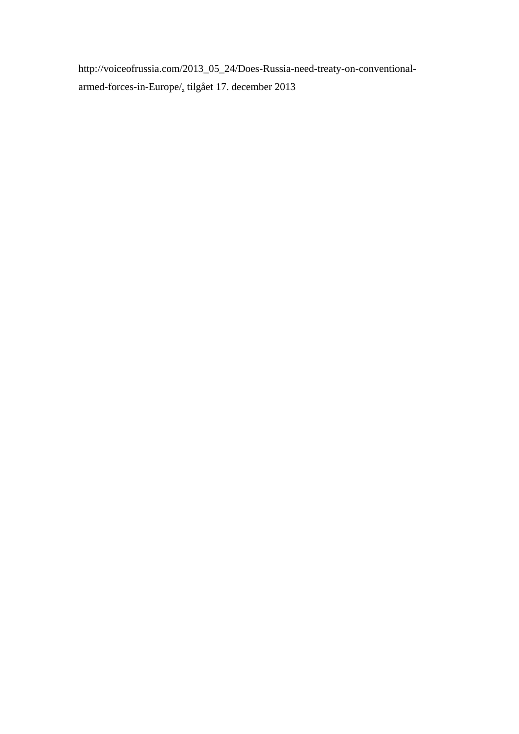http://voiceofrussia.com/2013_05_24/Does-Russia-need-treaty-on-conventional-armed-forces-in-Europe/, tilgået 17. december 2013